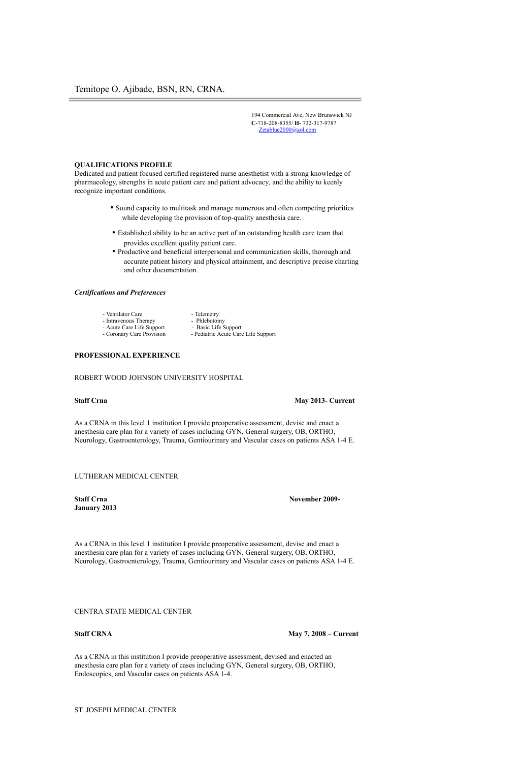# Temitope O. Ajibade, BSN, RN, CRNA.

194 Commercial Ave, New Brunswick NJ
**C-**718-208-8355/ **H-** 732-317-9787
Zetablue2000@aol.com

## QUALIFICATIONS PROFILE

Dedicated and patient focused certified registered nurse anesthetist with a strong knowledge of pharmacology, strengths in acute patient care and patient advocacy, and the ability to keenly recognize important conditions.

- Sound capacity to multitask and manage numerous and often competing priorities while developing the provision of top-quality anesthesia care.
- Established ability to be an active part of an outstanding health care team that provides excellent quality patient care.
- Productive and beneficial interpersonal and communication skills, thorough and accurate patient history and physical attainment, and descriptive precise charting and other documentation.

### *Certifications and Preferences*

- Ventilator Care
- Intravenous Therapy
- Acute Care Life Support
- Coronary Care Provision
- Telemetry
- Phlebotomy
- Basic Life Support
- Pediatric Acute Care Life Support

## PROFESSIONAL EXPERIENCE

ROBERT WOOD JOHNSON UNIVERSITY HOSPITAL

**Staff Crna** **May 2013- Current**

As a CRNA in this level 1 institution I provide preoperative assessment, devise and enact a anesthesia care plan for a variety of cases including GYN, General surgery, OB, ORTHO, Neurology, Gastroenterology, Trauma, Gentiourinary and Vascular cases on patients ASA 1-4 E.

LUTHERAN MEDICAL CENTER

**Staff Crna** **November 2009- January 2013**

As a CRNA in this level 1 institution I provide preoperative assessment, devise and enact a anesthesia care plan for a variety of cases including GYN, General surgery, OB, ORTHO, Neurology, Gastroenterology, Trauma, Gentiourinary and Vascular cases on patients ASA 1-4 E.

CENTRA STATE MEDICAL CENTER

**Staff CRNA** **May 7, 2008 – Current**

As a CRNA in this institution I provide preoperative assessment, devised and enacted an anesthesia care plan for a variety of cases including GYN, General surgery, OB, ORTHO, Endoscopies, and Vascular cases on patients ASA 1-4.

ST. JOSEPH MEDICAL CENTER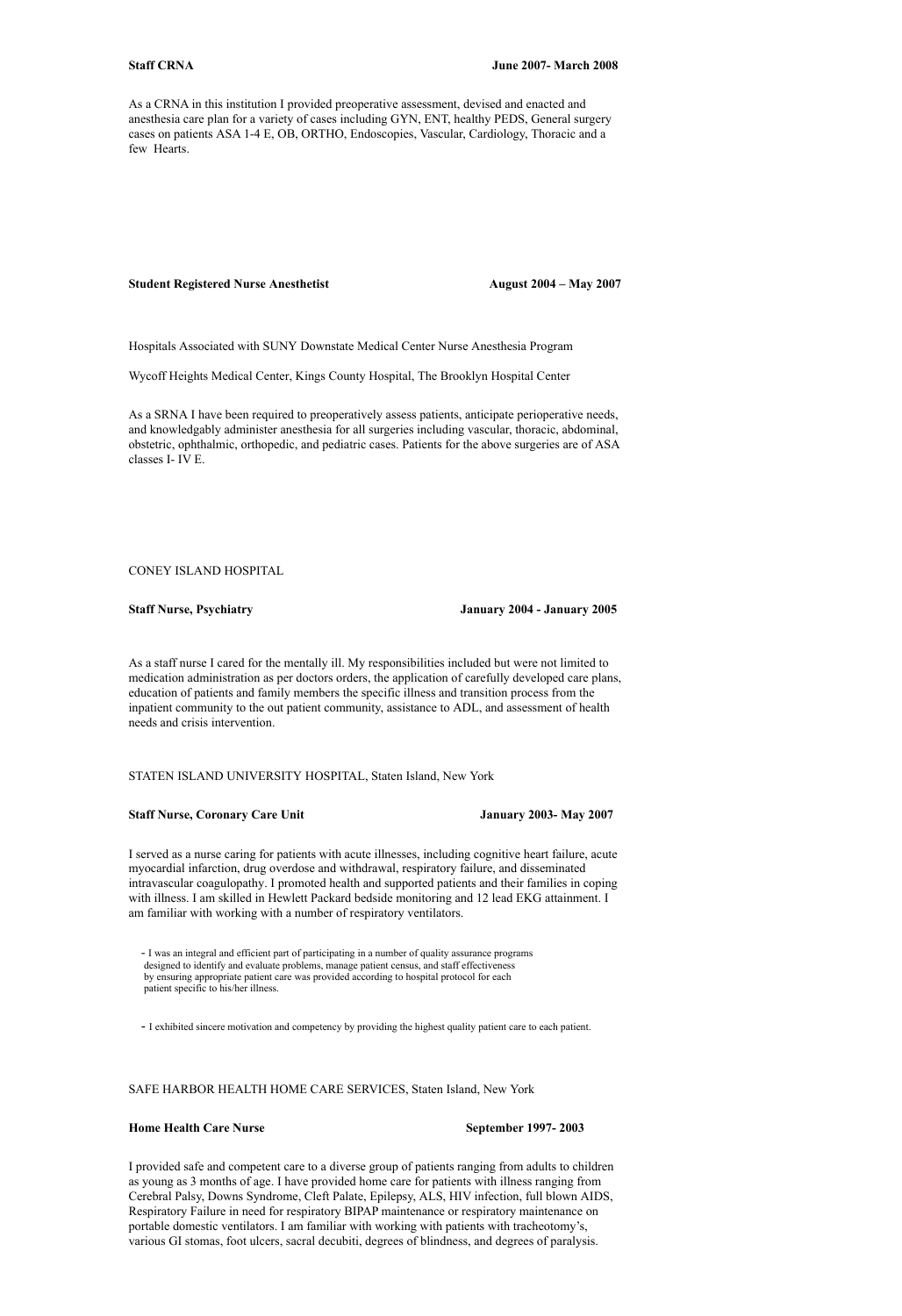**Staff CRNA** **June 2007- March 2008**

As a CRNA in this institution I provided preoperative assessment, devised and enacted and anesthesia care plan for a variety of cases including GYN, ENT, healthy PEDS, General surgery cases on patients ASA 1-4 E, OB, ORTHO, Endoscopies, Vascular, Cardiology, Thoracic and a few Hearts.

**Student Registered Nurse Anesthetist** **August 2004 – May 2007**

Hospitals Associated with SUNY Downstate Medical Center Nurse Anesthesia Program

Wycoff Heights Medical Center, Kings County Hospital, The Brooklyn Hospital Center

As a SRNA I have been required to preoperatively assess patients, anticipate perioperative needs, and knowledgably administer anesthesia for all surgeries including vascular, thoracic, abdominal, obstetric, ophthalmic, orthopedic, and pediatric cases. Patients for the above surgeries are of ASA classes I- IV E.

CONEY ISLAND HOSPITAL

**Staff Nurse, Psychiatry** **January 2004 - January 2005**

As a staff nurse I cared for the mentally ill. My responsibilities included but were not limited to medication administration as per doctors orders, the application of carefully developed care plans, education of patients and family members the specific illness and transition process from the inpatient community to the out patient community, assistance to ADL, and assessment of health needs and crisis intervention.

STATEN ISLAND UNIVERSITY HOSPITAL, Staten Island, New York

**Staff Nurse, Coronary Care Unit** **January 2003- May 2007**

I served as a nurse caring for patients with acute illnesses, including cognitive heart failure, acute myocardial infarction, drug overdose and withdrawal, respiratory failure, and disseminated intravascular coagulopathy. I promoted health and supported patients and their families in coping with illness. I am skilled in Hewlett Packard bedside monitoring and 12 lead EKG attainment. I am familiar with working with a number of respiratory ventilators.

- I was an integral and efficient part of participating in a number of quality assurance programs designed to identify and evaluate problems, manage patient census, and staff effectiveness by ensuring appropriate patient care was provided according to hospital protocol for each patient specific to his/her illness.

- I exhibited sincere motivation and competency by providing the highest quality patient care to each patient.

SAFE HARBOR HEALTH HOME CARE SERVICES, Staten Island, New York

**Home Health Care Nurse** **September 1997- 2003**

I provided safe and competent care to a diverse group of patients ranging from adults to children as young as 3 months of age. I have provided home care for patients with illness ranging from Cerebral Palsy, Downs Syndrome, Cleft Palate, Epilepsy, ALS, HIV infection, full blown AIDS, Respiratory Failure in need for respiratory BIPAP maintenance or respiratory maintenance on portable domestic ventilators. I am familiar with working with patients with tracheotomy's, various GI stomas, foot ulcers, sacral decubiti, degrees of blindness, and degrees of paralysis.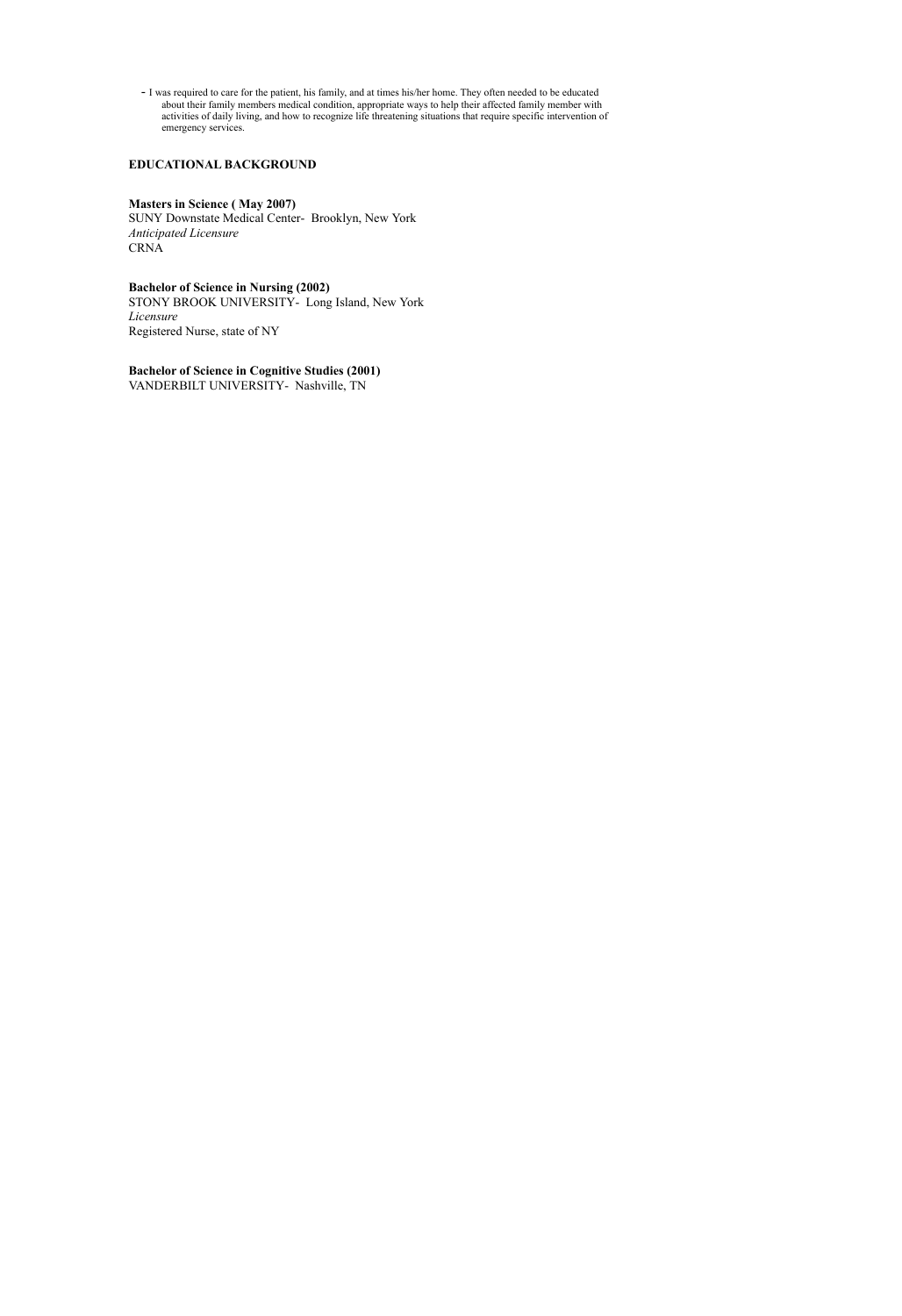- I was required to care for the patient, his family, and at times his/her home. They often needed to be educated about their family members medical condition, appropriate ways to help their affected family member with activities of daily living, and how to recognize life threatening situations that require specific intervention of emergency services.

**EDUCATIONAL BACKGROUND**

**Masters in Science ( May 2007)**
SUNY Downstate Medical Center- Brooklyn, New York
*Anticipated Licensure*
CRNA

**Bachelor of Science in Nursing (2002)**
STONY BROOK UNIVERSITY- Long Island, New York
*Licensure*
Registered Nurse, state of NY

**Bachelor of Science in Cognitive Studies (2001)**
VANDERBILT UNIVERSITY- Nashville, TN